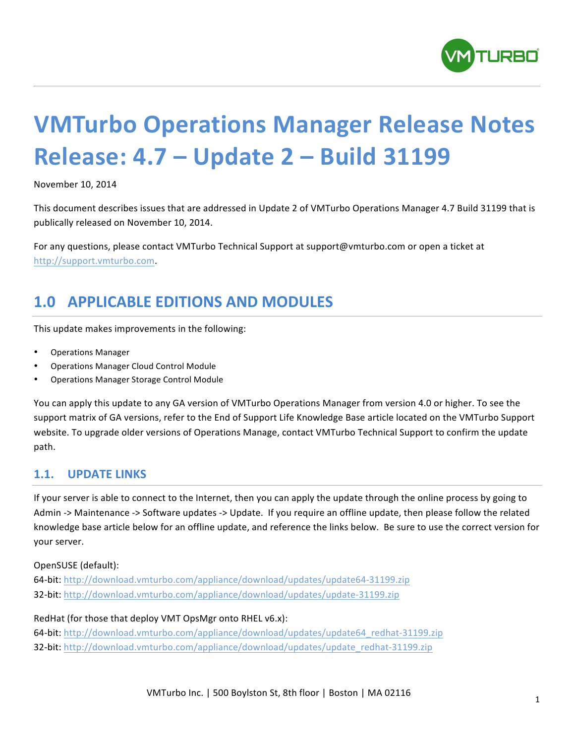# VMTurbo Operations Manager Release Notes Release: 4.7 – Update 2 – Build 31199

November 10, 2014

This document describes issues that are addressed in Update 2 of VMTurbo Operations Manager 4.7 Build 31199 that is publically released on November 10, 2014.

For any questions, please contact VMTurbo Technical Support at support@vmturbo.com or open a ticket at http://support.vmturbo.com.

## 1.0 APPLICABLE EDITIONS AND MODULES

This update makes improvements in the following:

- Operations Manager
- Operations Manager Cloud Control Module
- Operations Manager Storage Control Module

You can apply this update to any GA version of VMTurbo Operations Manager from version 4.0 or higher. To see the support matrix of GA versions, refer to the End of Support Life Knowledge Base article located on the VMTurbo Support website. To upgrade older versions of Operations Manage, contact VMTurbo Technical Support to confirm the update path.

### 1.1. UPDATE LINKS

If your server is able to connect to the Internet, then you can apply the update through the online process by going to Admin -> Maintenance -> Software updates -> Update. If you require an offline update, then please follow the related knowledge base article below for an offline update, and reference the links below. Be sure to use the correct version for your server.

OpenSUSE (default):
64-bit: http://download.vmturbo.com/appliance/download/updates/update64-31199.zip
32-bit: http://download.vmturbo.com/appliance/download/updates/update-31199.zip

RedHat (for those that deploy VMT OpsMgr onto RHEL v6.x):
64-bit: http://download.vmturbo.com/appliance/download/updates/update64_redhat-31199.zip
32-bit: http://download.vmturbo.com/appliance/download/updates/update_redhat-31199.zip

VMTurbo Inc. | 500 Boylston St, 8th floor | Boston | MA 02116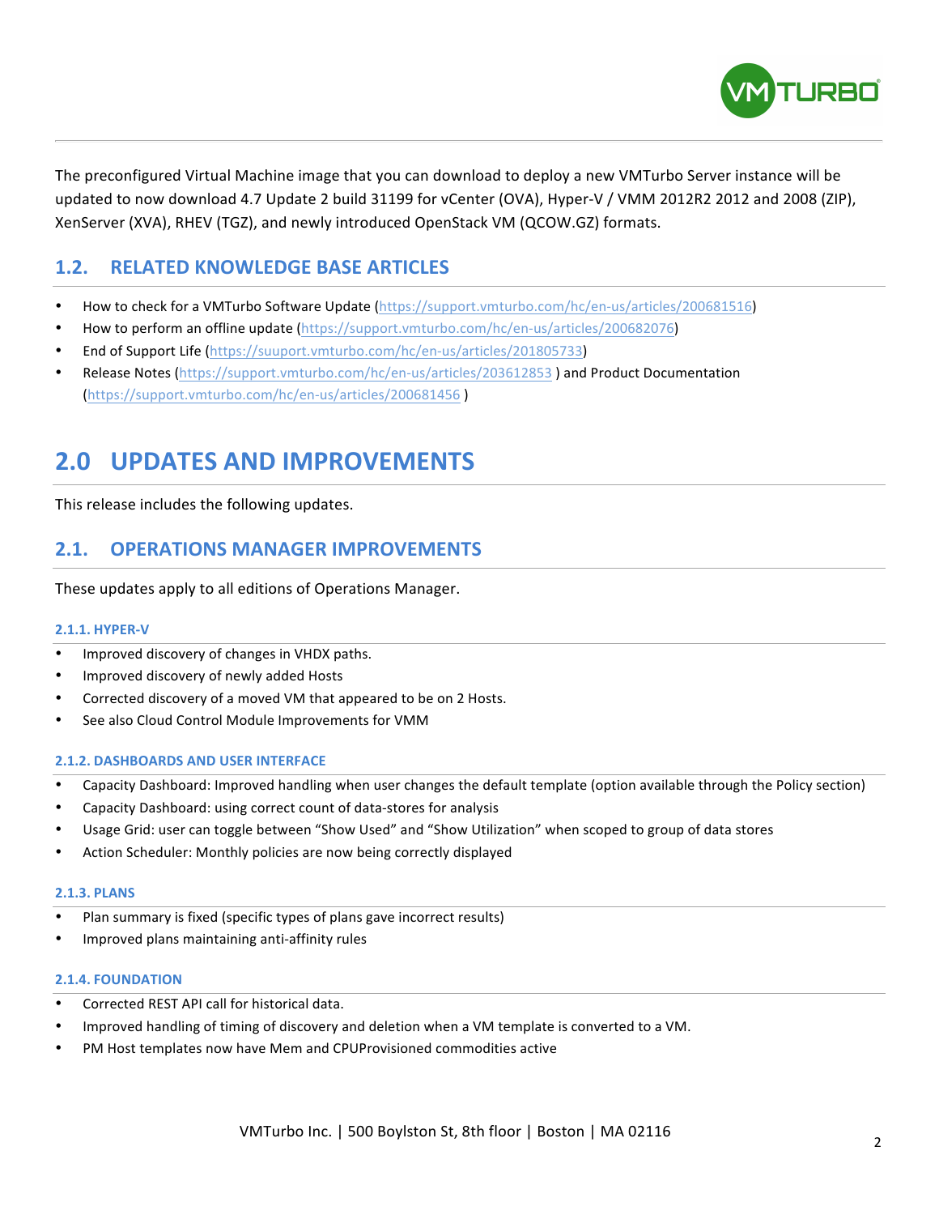The preconfigured Virtual Machine image that you can download to deploy a new VMTurbo Server instance will be updated to now download 4.7 Update 2 build 31199 for vCenter (OVA), Hyper-V / VMM 2012R2 2012 and 2008 (ZIP), XenServer (XVA), RHEV (TGZ), and newly introduced OpenStack VM (QCOW.GZ) formats.

## 1.2. RELATED KNOWLEDGE BASE ARTICLES

- How to check for a VMTurbo Software Update (https://support.vmturbo.com/hc/en-us/articles/200681516)
- How to perform an offline update (https://support.vmturbo.com/hc/en-us/articles/200682076)
- End of Support Life (https://suuport.vmturbo.com/hc/en-us/articles/201805733)
- Release Notes (https://support.vmturbo.com/hc/en-us/articles/203612853 ) and Product Documentation (https://support.vmturbo.com/hc/en-us/articles/200681456 )

# 2.0 UPDATES AND IMPROVEMENTS

This release includes the following updates.

## 2.1. OPERATIONS MANAGER IMPROVEMENTS

These updates apply to all editions of Operations Manager.

### 2.1.1. HYPER-V

- Improved discovery of changes in VHDX paths.
- Improved discovery of newly added Hosts
- Corrected discovery of a moved VM that appeared to be on 2 Hosts.
- See also Cloud Control Module Improvements for VMM

### 2.1.2. DASHBOARDS AND USER INTERFACE

- Capacity Dashboard: Improved handling when user changes the default template (option available through the Policy section)
- Capacity Dashboard: using correct count of data-stores for analysis
- Usage Grid: user can toggle between "Show Used" and "Show Utilization" when scoped to group of data stores
- Action Scheduler: Monthly policies are now being correctly displayed

### 2.1.3. PLANS

- Plan summary is fixed (specific types of plans gave incorrect results)
- Improved plans maintaining anti-affinity rules

### 2.1.4. FOUNDATION

- Corrected REST API call for historical data.
- Improved handling of timing of discovery and deletion when a VM template is converted to a VM.
- PM Host templates now have Mem and CPUProvisioned commodities active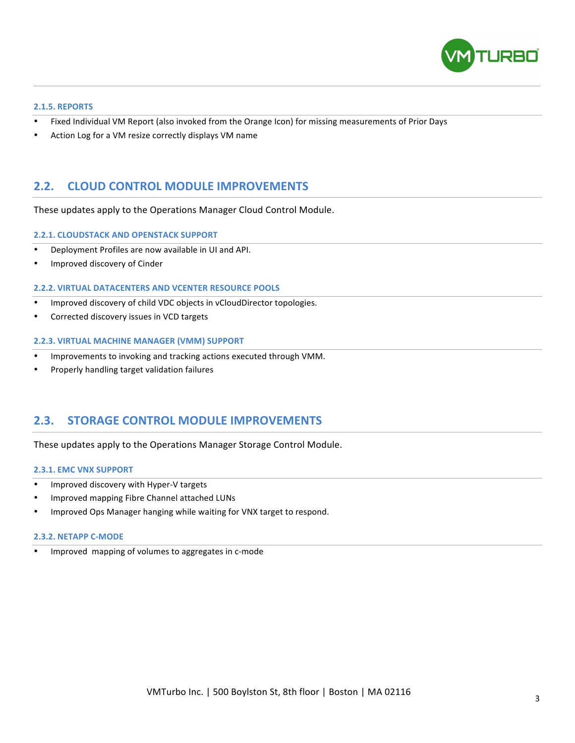#### 2.1.5. REPORTS

- Fixed Individual VM Report (also invoked from the Orange Icon) for missing measurements of Prior Days
- Action Log for a VM resize correctly displays VM name

## 2.2. CLOUD CONTROL MODULE IMPROVEMENTS

These updates apply to the Operations Manager Cloud Control Module.

#### 2.2.1. CLOUDSTACK AND OPENSTACK SUPPORT

- Deployment Profiles are now available in UI and API.
- Improved discovery of Cinder

#### 2.2.2. VIRTUAL DATACENTERS AND VCENTER RESOURCE POOLS

- Improved discovery of child VDC objects in vCloudDirector topologies.
- Corrected discovery issues in VCD targets

#### 2.2.3. VIRTUAL MACHINE MANAGER (VMM) SUPPORT

- Improvements to invoking and tracking actions executed through VMM.
- Properly handling target validation failures

## 2.3. STORAGE CONTROL MODULE IMPROVEMENTS

These updates apply to the Operations Manager Storage Control Module.

#### 2.3.1. EMC VNX SUPPORT

- Improved discovery with Hyper-V targets
- Improved mapping Fibre Channel attached LUNs
- Improved Ops Manager hanging while waiting for VNX target to respond.

#### 2.3.2. NETAPP C-MODE

- Improved mapping of volumes to aggregates in c-mode